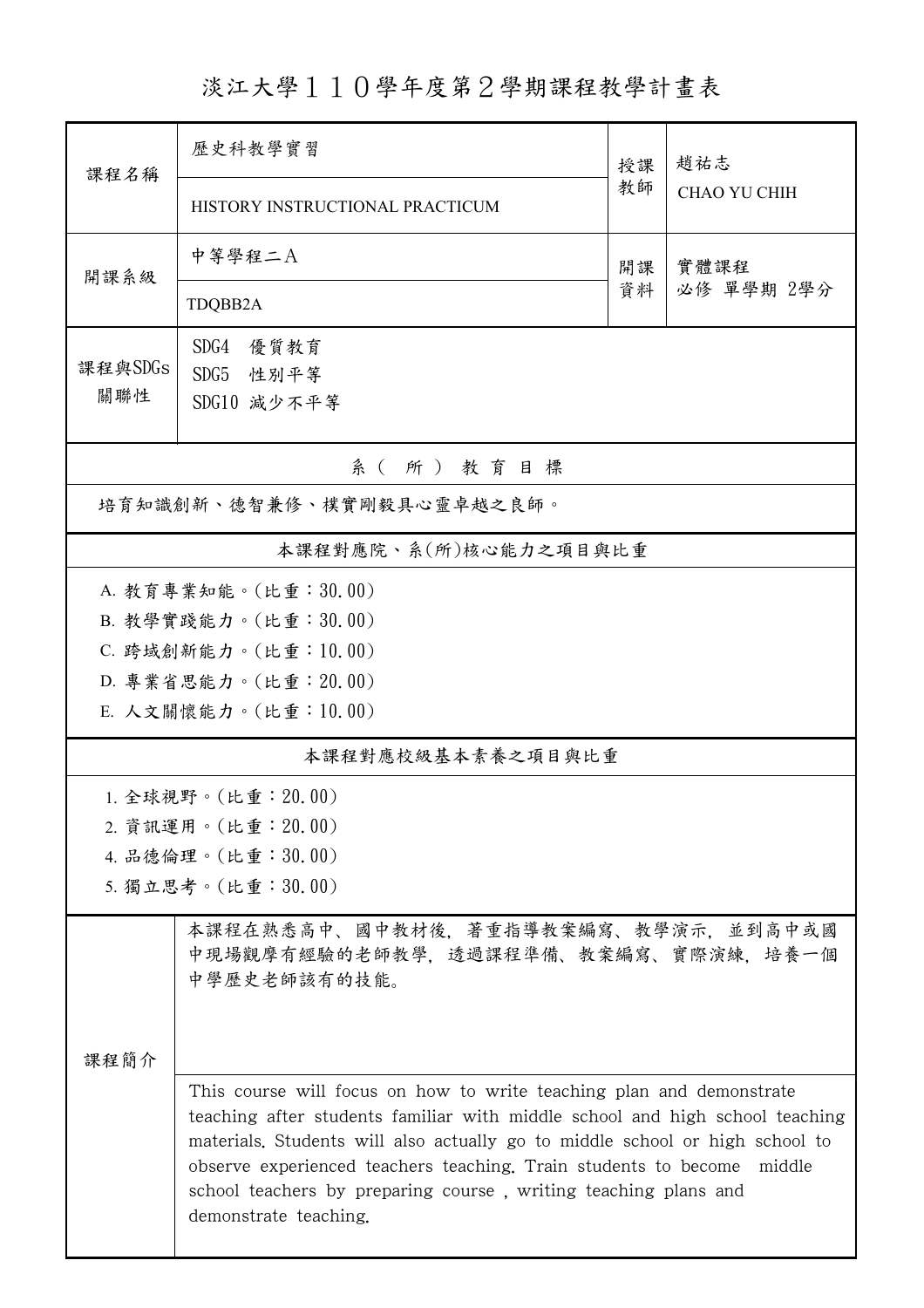# 淡江大學１１０學年度第２學期課程教學計畫表

| 課程名稱 | 歷史科教學實習 | 授課教師 | 趙祐志 |
|---|---|---|---|
| | HISTORY INSTRUCTIONAL PRACTICUM | | CHAO YU CHIH |
| 開課系級 | 中等學程二A | 開課資料 | 實體課程<br>必修 單學期 2學分 |
| | TDQBB2A | | |
| 課程與SDGs關聯性 | SDG4 優質教育<br>SDG5 性別平等<br>SDG10 減少不平等 | | |

## 系（所）教育目標

培育知識創新、德智兼修、樸實剛毅具心靈卓越之良師。

## 本課程對應院、系(所)核心能力之項目與比重

A. 教育專業知能。(比重：30.00)
B. 教學實踐能力。(比重：30.00)
C. 跨域創新能力。(比重：10.00)
D. 專業省思能力。(比重：20.00)
E. 人文關懷能力。(比重：10.00)

## 本課程對應校級基本素養之項目與比重

1. 全球視野。(比重：20.00)
2. 資訊運用。(比重：20.00)
4. 品德倫理。(比重：30.00)
5. 獨立思考。(比重：30.00)

## 課程簡介

本課程在熟悉高中、國中教材後，著重指導教案編寫、教學演示，並到高中或國中現場觀摩有經驗的老師教學，透過課程準備、教案編寫、實際演練，培養一個中學歷史老師該有的技能。

This course will focus on how to write teaching plan and demonstrate teaching after students familiar with middle school and high school teaching materials. Students will also actually go to middle school or high school to observe experienced teachers teaching. Train students to become middle school teachers by preparing course , writing teaching plans and demonstrate teaching.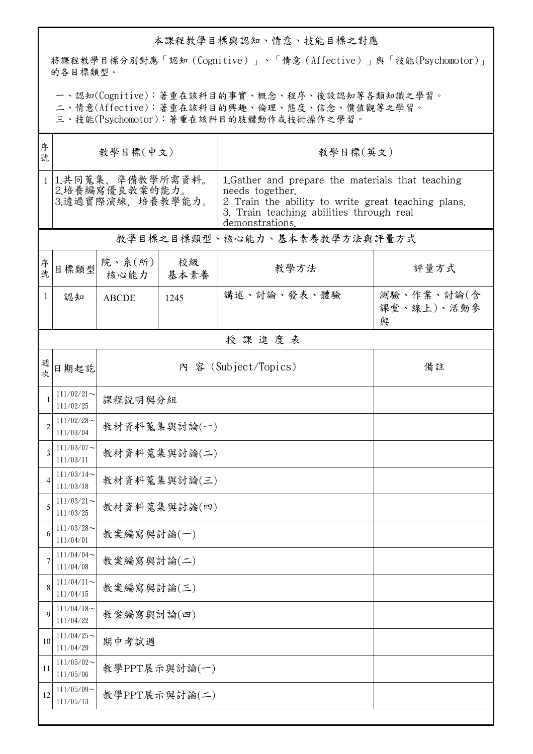## 本課程教學目標與認知、情意、技能目標之對應

將課程教學目標分別對應「認知（Cognitive）」、「情意（Affective）」與「技能(Psychomotor)」的各目標類型。

一、認知(Cognitive)：著重在該科目的事實、概念、程序、後設認知等各類知識之學習。
二、情意(Affective)：著重在該科目的興趣、倫理、態度、信念、價值觀等之學習。
三、技能(Psychomotor)：著重在該科目的肢體動作或技術操作之學習。

| 序號 | 教學目標(中文) | 教學目標(英文) |
|---|---|---|
| 1 | 1.共同蒐集、準備教學所需資料。<br>2.培養編寫優良教案的能力。<br>3.透過實際演練，培養教學能力。 | 1.Gather and prepare the materials that teaching needs together.<br>2 Train the ability to write great teaching plans.<br>3. Train teaching abilities through real demonstrations. |

## 教學目標之目標類型、核心能力、基本素養教學方法與評量方式

| 序號 | 目標類型 | 院、系(所)核心能力 | 校級基本素養 | 教學方法 | 評量方式 |
|---|---|---|---|---|---|
| 1 | 認知 | ABCDE | 1245 | 講述、討論、發表、體驗 | 測驗、作業、討論(含課堂、線上)、活動參與 |

## 授課進度表

| 週次 | 日期起訖 | 內 容 (Subject/Topics) | 備註 |
|---|---|---|---|
| 1 | 111/02/21～111/02/25 | 課程說明與分組 | |
| 2 | 111/02/28～111/03/04 | 教材資料蒐集與討論(一) | |
| 3 | 111/03/07～111/03/11 | 教材資料蒐集與討論(二) | |
| 4 | 111/03/14～111/03/18 | 教材資料蒐集與討論(三) | |
| 5 | 111/03/21～111/03/25 | 教材資料蒐集與討論(四) | |
| 6 | 111/03/28～111/04/01 | 教案編寫與討論(一) | |
| 7 | 111/04/04～111/04/08 | 教案編寫與討論(二) | |
| 8 | 111/04/11～111/04/15 | 教案編寫與討論(三) | |
| 9 | 111/04/18～111/04/22 | 教案編寫與討論(四) | |
| 10 | 111/04/25～111/04/29 | 期中考試週 | |
| 11 | 111/05/02～111/05/06 | 教學PPT展示與討論(一) | |
| 12 | 111/05/09～111/05/13 | 教學PPT展示與討論(二) | |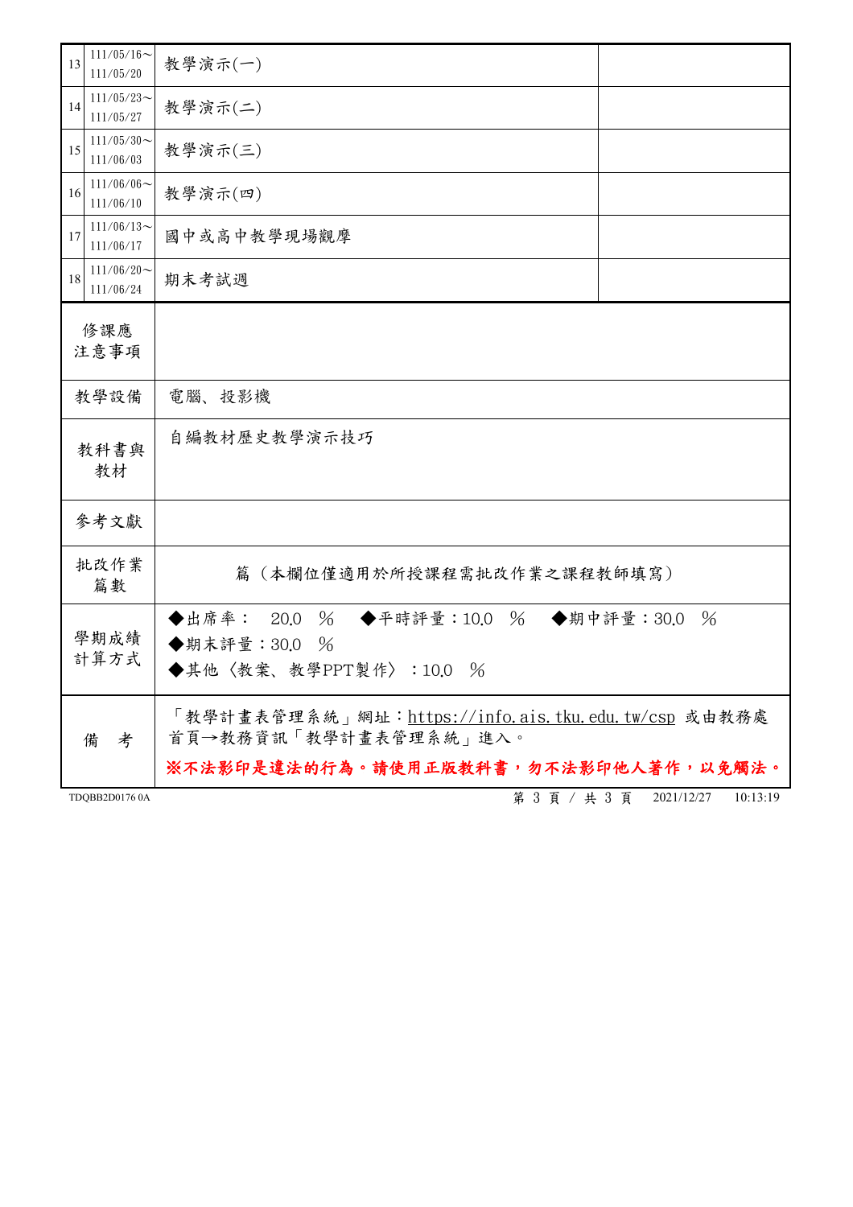| | | | |
|---|---|---|---|
| 13 | 111/05/16～<br>111/05/20 | 教學演示(一) | |
| 14 | 111/05/23～<br>111/05/27 | 教學演示(二) | |
| 15 | 111/05/30～<br>111/06/03 | 教學演示(三) | |
| 16 | 111/06/06～<br>111/06/10 | 教學演示(四) | |
| 17 | 111/06/13～<br>111/06/17 | 國中或高中教學現場觀摩 | |
| 18 | 111/06/20～<br>111/06/24 | 期末考試週 | |

| | |
|---|---|
| 修課應注意事項 | |
| 教學設備 | 電腦、投影機 |
| 教科書與教材 | 自編教材歷史教學演示技巧 |
| 參考文獻 | |
| 批改作業篇數 | 篇（本欄位僅適用於所授課程需批改作業之課程教師填寫） |
| 學期成績計算方式 | ◆出席率： 20.0 ％ ◆平時評量：10.0 ％ ◆期中評量：30.0 ％<br>◆期末評量：30.0 ％<br>◆其他〈教案、教學PPT製作〉：10.0 ％ |
| 備　考 | 「教學計畫表管理系統」網址：https://info.ais.tku.edu.tw/csp 或由教務處首頁→教務資訊「教學計畫表管理系統」進入。<br>**※不法影印是違法的行為。請使用正版教科書，勿不法影印他人著作，以免觸法。** |

TDQBB2D0176 0A　　2021/12/27　10:13:19